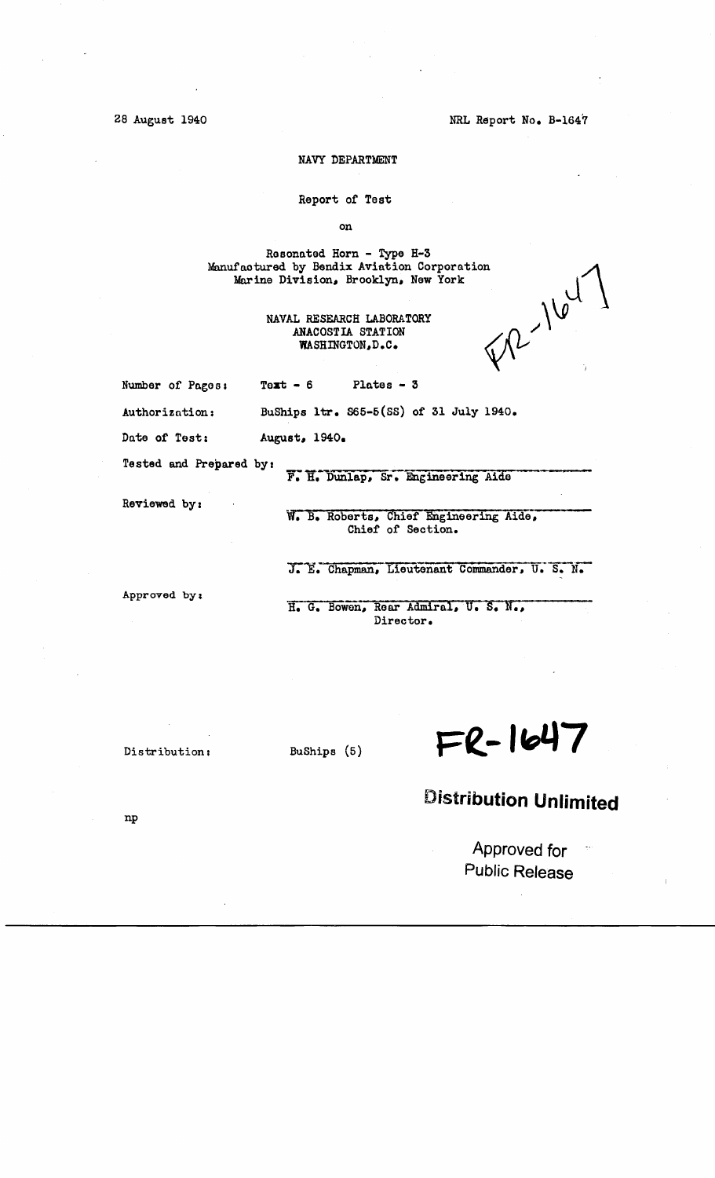28 August 1940

NRL Report No. B-1647

NAVY DEPARTMENT

Report of Test

on

Resonated Horn - Type H-3
Manufactured by Bendix Aviation Corporation
Marine Division, Brooklyn, New York

NAVAL RESEARCH LABORATORY
ANACOSTIA STATION
WASHINGTON, D.C.

FR-1647

Number of Pages: Text - 6 Plates - 3

Authorization: BuShips ltr. S65-5(SS) of 31 July 1940.

Date of Test: August, 1940.

Tested and Prepared by:

F. H. Dunlap, Sr. Engineering Aide

Reviewed by:

W. B. Roberts, Chief Engineering Aide, Chief of Section.

J. E. Chapman, Lieutenant Commander, U. S. N.

Approved by:

H. G. Bowen, Rear Admiral, U. S. N., Director.

Distribution: BuShips (5)

**FR-1647**

**Distribution Unlimited**

Approved for Public Release

np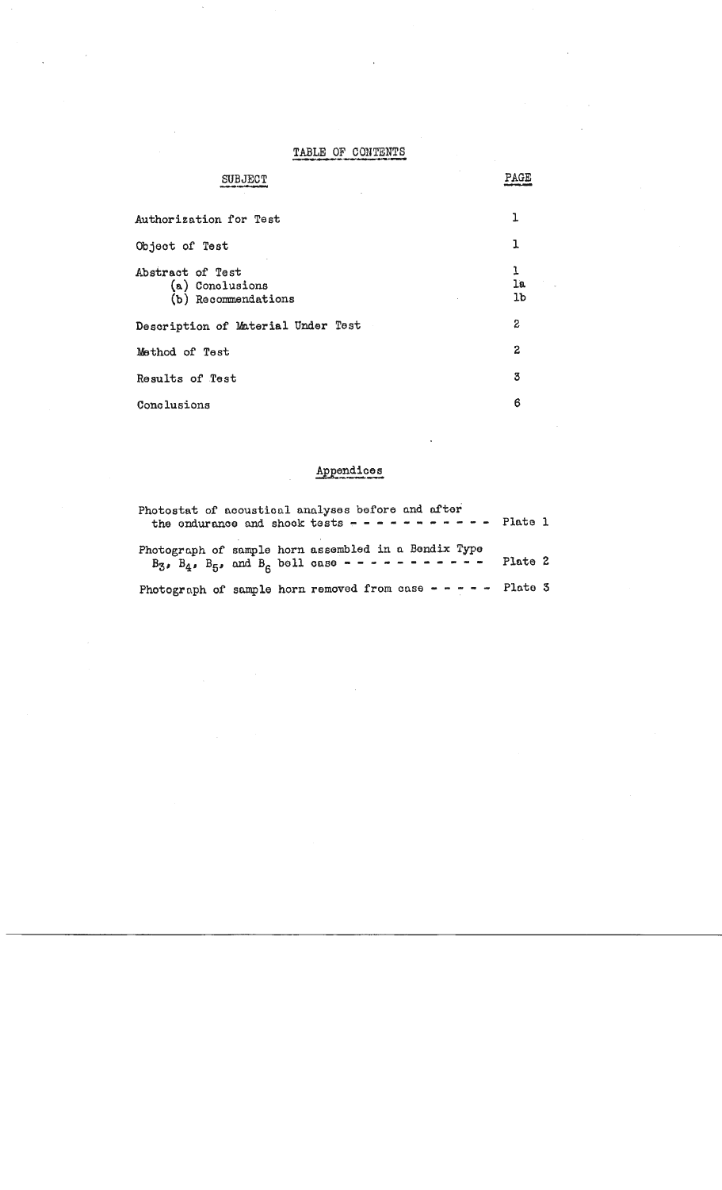# TABLE OF CONTENTS

| SUBJECT | PAGE |
|---|---|
| Authorization for Test | 1 |
| Object of Test | 1 |
| Abstract of Test | 1 |
| (a) Conclusions | 1a |
| (b) Recommendations | 1b |
| Description of Material Under Test | 2 |
| Method of Test | 2 |
| Results of Test | 3 |
| Conclusions | 6 |

## Appendices

Photostat of acoustical analyses before and after the endurance and shock tests - - - - - - - - - - - Plate 1

Photograph of sample horn assembled in a Bendix Type $B_3$, $B_4$, $B_5$, and $B_6$ bell case - - - - - - - - - - - Plate 2

Photograph of sample horn removed from case - - - - - Plate 3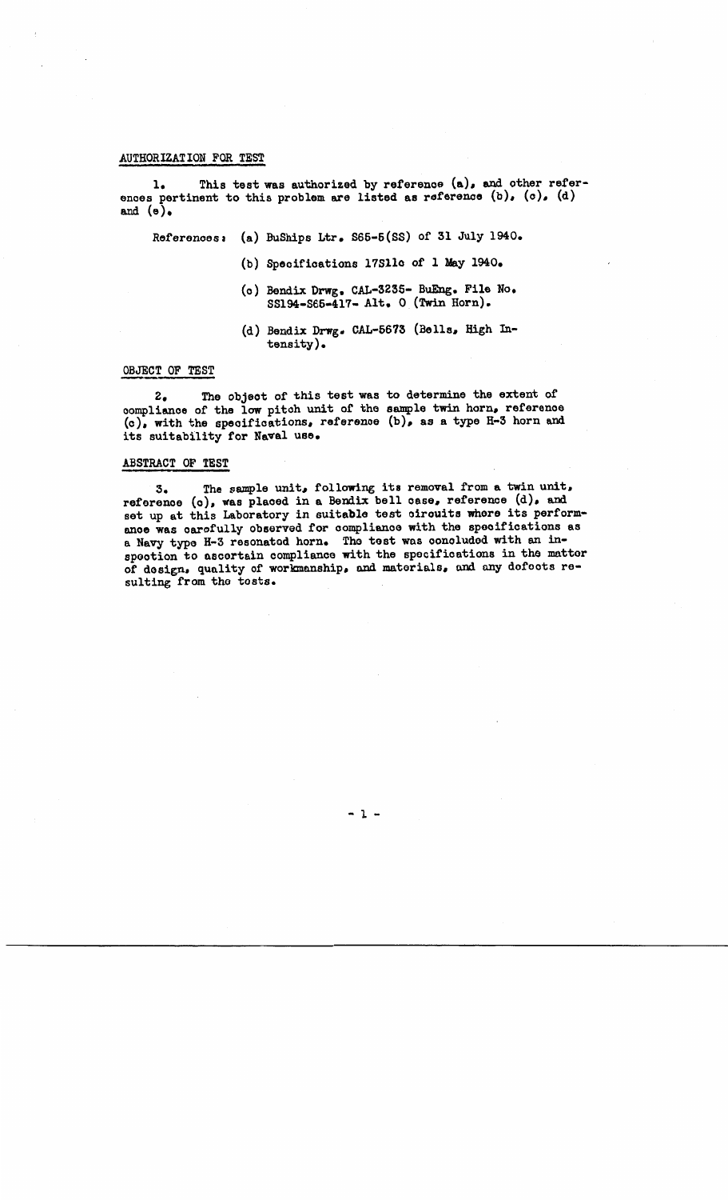## AUTHORIZATION FOR TEST

1. This test was authorized by reference (a), and other references pertinent to this problem are listed as reference (b), (c), (d) and (e).

References: (a) BuShips Ltr. S65-5(SS) of 31 July 1940.

(b) Specifications 17S11c of 1 May 1940.

(c) Bendix Drwg. CAL-3235- BuEng. File No. SS194-S65-417- Alt. 0 (Twin Horn).

(d) Bendix Drwg. CAL-5673 (Bells, High Intensity).

## OBJECT OF TEST

2. The object of this test was to determine the extent of compliance of the low pitch unit of the sample twin horn, reference (c), with the specifications, reference (b), as a type H-3 horn and its suitability for Naval use.

## ABSTRACT OF TEST

3. The sample unit, following its removal from a twin unit, reference (c), was placed in a Bendix bell case, reference (d), and set up at this Laboratory in suitable test circuits where its performance was carefully observed for compliance with the specifications as a Navy type H-3 resonated horn. The test was concluded with an inspection to ascertain compliance with the specifications in the matter of design, quality of workmanship, and materials, and any defects resulting from the tests.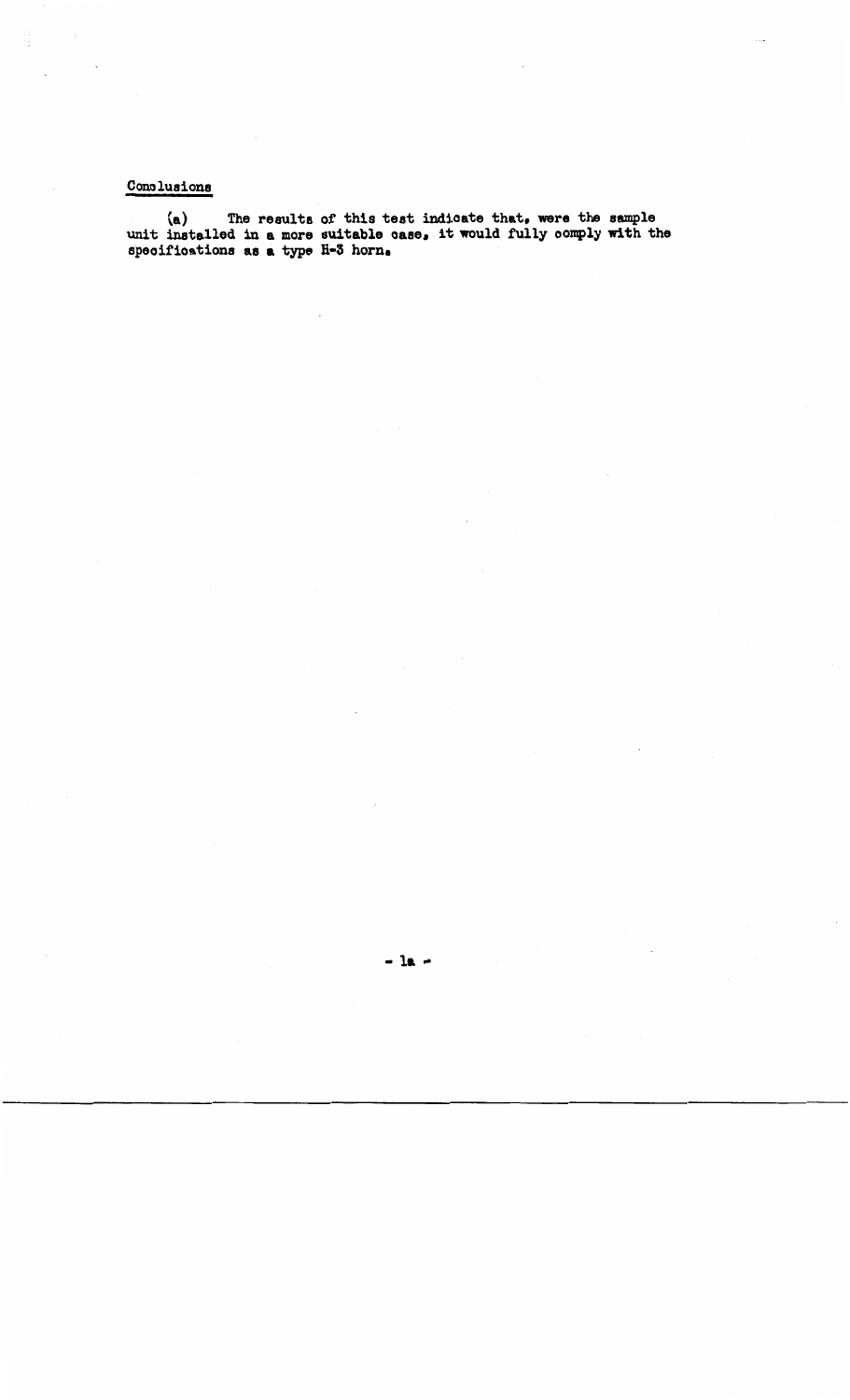Conclusions

(a) The results of this test indicate that, were the sample unit installed in a more suitable case, it would fully comply with the specifications as a type H-3 horn.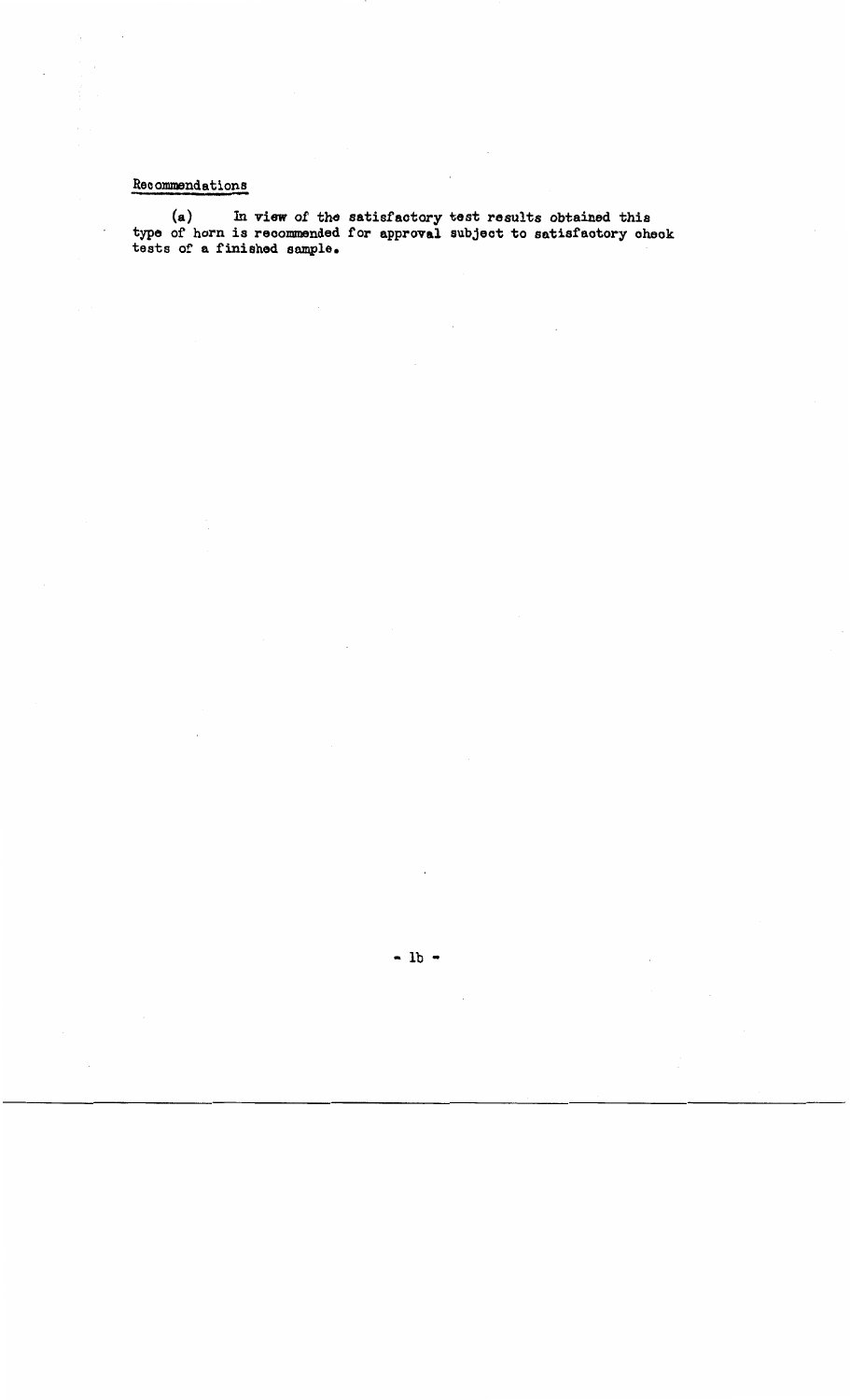## Recommendations

(a) In view of the satisfactory test results obtained this type of horn is recommended for approval subject to satisfactory check tests of a finished sample.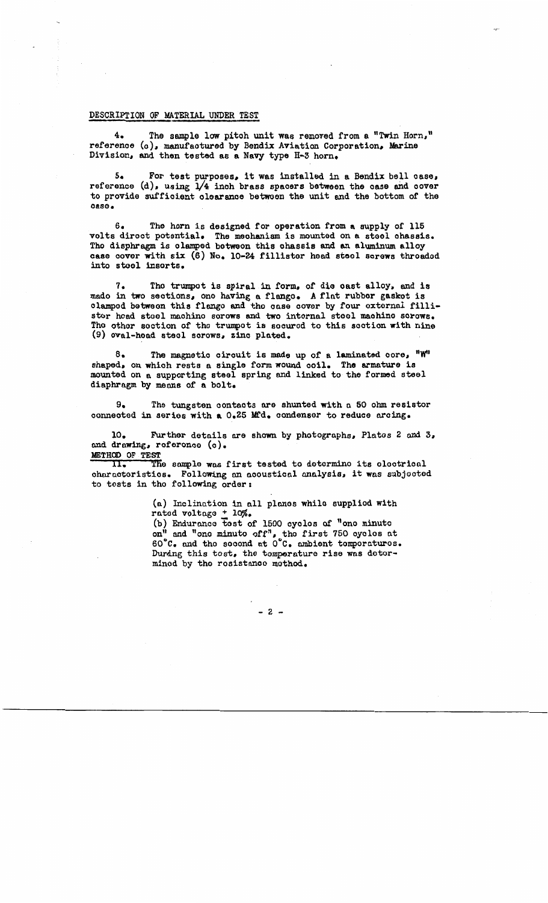## DESCRIPTION OF MATERIAL UNDER TEST

4. The sample low pitch unit was removed from a "Twin Horn," reference (c), manufactured by Bendix Aviation Corporation, Marine Division, and then tested as a Navy type H-3 horn.

5. For test purposes, it was installed in a Bendix bell case, reference (d), using 1/4 inch brass spacers between the case and cover to provide sufficient clearance between the unit and the bottom of the case.

6. The horn is designed for operation from a supply of 115 volts direct potential. The mechanism is mounted on a steel chassis. The diaphragm is clamped between this chassis and an aluminum alloy case cover with six (6) No. 10-24 fillister head steel screws threaded into steel inserts.

7. The trumpet is spiral in form, of die cast alloy, and is made in two sections, one having a flange. A flat rubber gasket is clamped between this flange and the case cover by four external fillister head steel machine screws and two internal steel machine screws. The other section of the trumpet is secured to this section with nine (9) oval-head steel screws, zinc plated.

8. The magnetic circuit is made up of a laminated core, "W" shaped, on which rests a single form wound coil. The armature is mounted on a supporting steel spring and linked to the formed steel diaphragm by means of a bolt.

9. The tungsten contacts are shunted with a 50 ohm resistor connected in series with a 0.25 Mfd. condenser to reduce arcing.

10. Further details are shown by photographs, Plates 2 and 3, and drawing, reference (e).

## METHOD OF TEST

11. The sample was first tested to determine its electrical characteristics. Following an acoustical analysis, it was subjected to tests in the following order:

(a) Inclination in all planes while supplied with rated voltage ± 10%.

(b) Endurance test of 1500 cycles of "one minute on" and "one minute off", the first 750 cycles at 60°C. and the second at 0°C. ambient temperatures. During this test, the temperature rise was determined by the resistance method.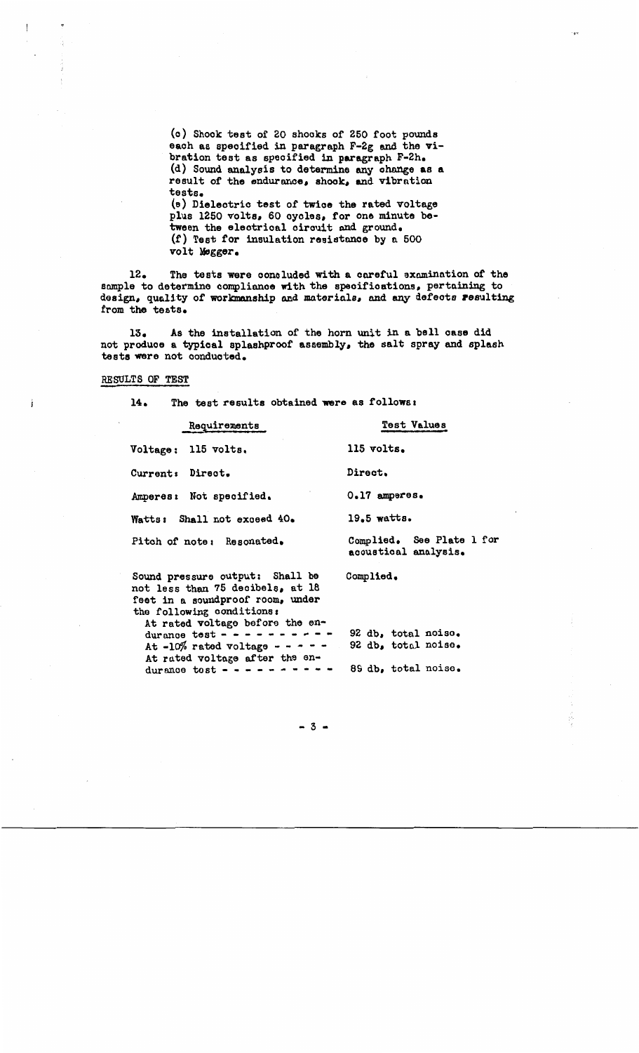(c) Shock test of 20 shocks of 250 foot pounds each as specified in paragraph F-2g and the vibration test as specified in paragraph F-2h.
(d) Sound analysis to determine any change as a result of the endurance, shock, and vibration tests.
(e) Dielectric test of twice the rated voltage plus 1250 volts, 60 cycles, for one minute between the electrical circuit and ground.
(f) Test for insulation resistance by a 500 volt Megger.

12. The tests were concluded with a careful examination of the sample to determine compliance with the specifications, pertaining to design, quality of workmanship and materials, and any defects resulting from the tests.

13. As the installation of the horn unit in a bell case did not produce a typical splashproof assembly, the salt spray and splash tests were not conducted.

## RESULTS OF TEST

14. The test results obtained were as follows:

| Requirements | Test Values |
|---|---|
| Voltage: 115 volts. | 115 volts. |
| Current: Direct. | Direct. |
| Amperes: Not specified. | 0.17 amperes. |
| Watts: Shall not exceed 40. | 19.5 watts. |
| Pitch of note: Resonated. | Complied. See Plate 1 for acoustical analysis. |
| Sound pressure output: Shall be not less than 75 decibels, at 18 feet in a soundproof room, under the following conditions: | Complied. |
| At rated voltage before the endurance test - - - - - - - - - - | 92 db, total noise. |
| At -10% rated voltage - - - - - | 92 db, total noise. |
| At rated voltage after the endurance test - - - - - - - - - - | 89 db, total noise. |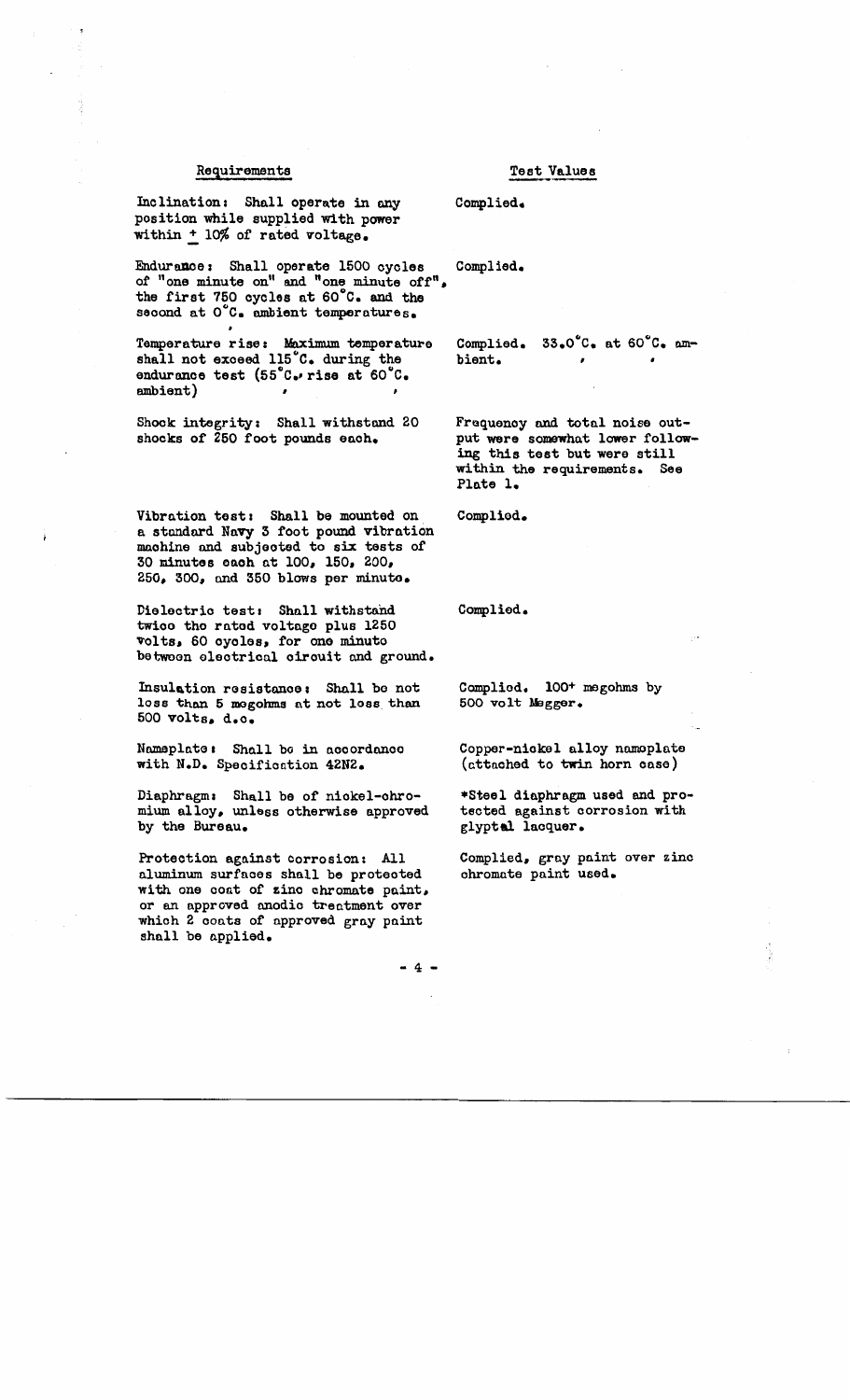| Requirements | Test Values |
|---|---|
| Inclination: Shall operate in any position while supplied with power within ± 10% of rated voltage. | Complied. |
| Endurance: Shall operate 1500 cycles of "one minute on" and "one minute off", the first 750 cycles at 60°C. and the second at 0°C. ambient temperatures. | Complied. |
| Temperature rise: Maximum temperature shall not exceed 115°C. during the endurance test (55°C. rise at 60°C. ambient) | Complied. 33.0°C. at 60°C. ambient. |
| Shock integrity: Shall withstand 20 shocks of 250 foot pounds each. | Frequency and total noise output were somewhat lower following this test but were still within the requirements. See Plate 1. |
| Vibration test: Shall be mounted on a standard Navy 3 foot pound vibration machine and subjected to six tests of 30 minutes each at 100, 150, 200, 250, 300, and 350 blows per minute. | Complied. |
| Dielectric test: Shall withstand twice the rated voltage plus 1250 volts, 60 cycles, for one minute between electrical circuit and ground. | Complied. |
| Insulation resistance: Shall be not less than 5 megohms at not less than 500 volts, d.c. | Complied. 100+ megohms by 500 volt Megger. |
| Nameplate: Shall be in accordance with N.D. Specification 42N2. | Copper-nickel alloy nameplate (attached to twin horn case) |
| Diaphragm: Shall be of nickel-chromium alloy, unless otherwise approved by the Bureau. | *Steel diaphragm used and protected against corrosion with glyptal lacquer. |
| Protection against corrosion: All aluminum surfaces shall be protected with one coat of zinc chromate paint, or an approved anodic treatment over which 2 coats of approved gray paint shall be applied. | Complied, gray paint over zinc chromate paint used. |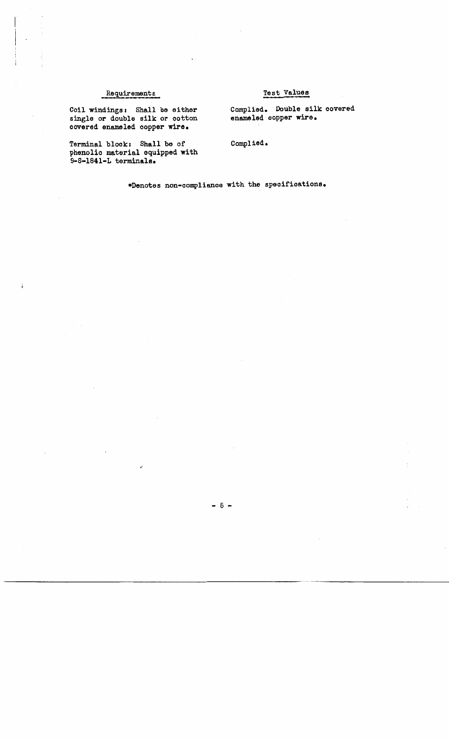| Requirements | Test Values |
| --- | --- |
| Coil windings: Shall be either single or double silk or cotton covered enameled copper wire. | Complied. Double silk covered enameled copper wire. |
| Terminal block: Shall be of phenolic material equipped with 9-S-1841-L terminals. | Complied. |

*Denotes non-compliance with the specifications.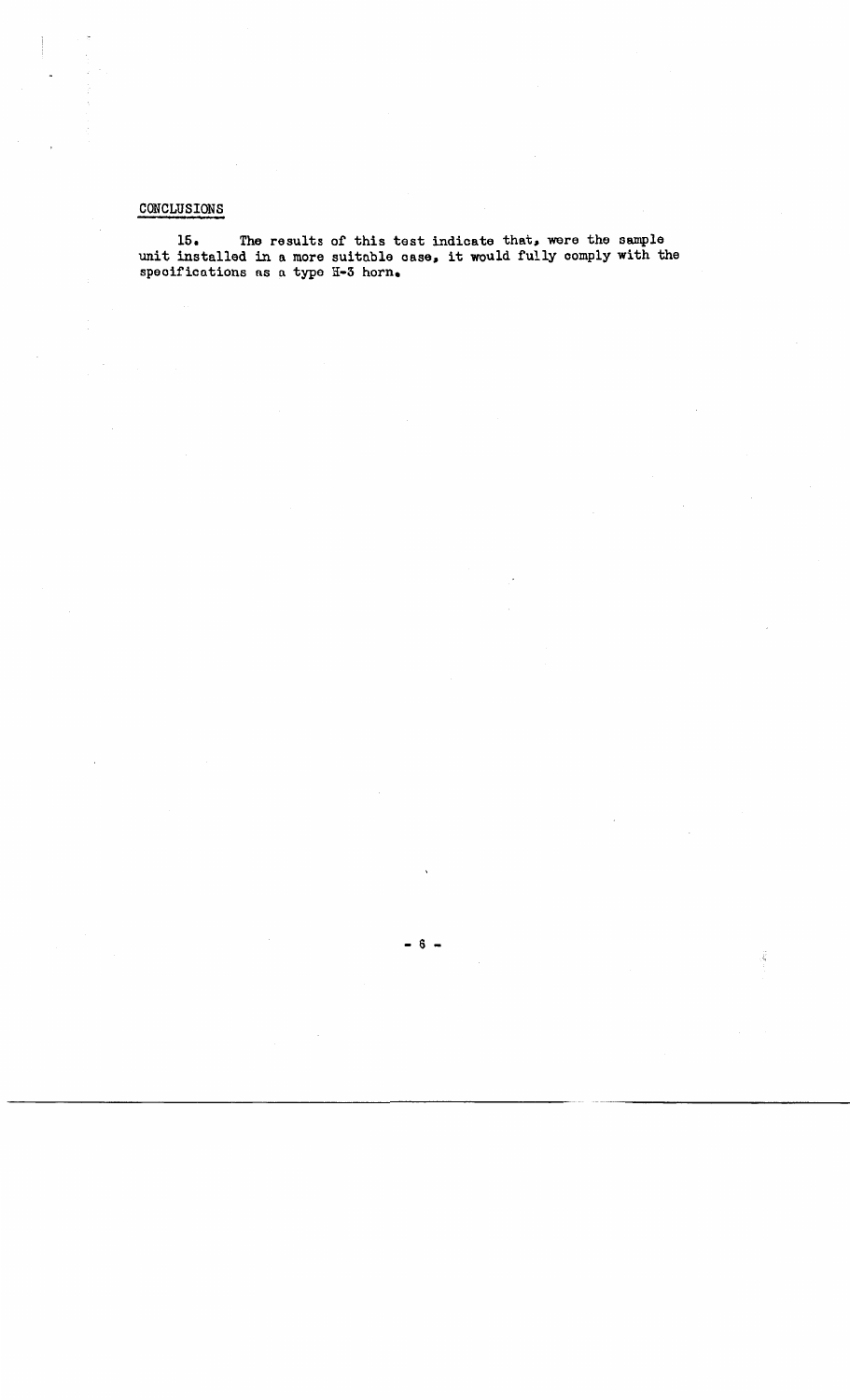## CONCLUSIONS

15. The results of this test indicate that, were the sample unit installed in a more suitable case, it would fully comply with the specifications as a type H-3 horn.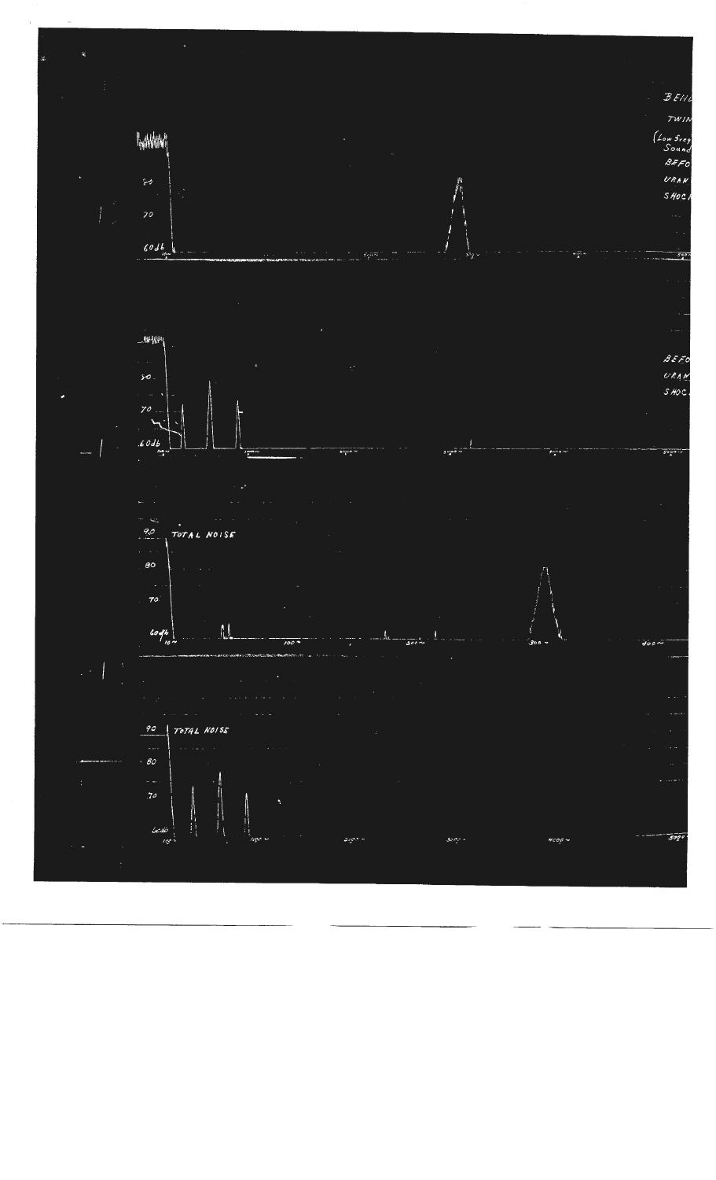BEHI

TWIN

(Low Freq Sound

BEFO

URAN

SHOCK

90

80

70

60db

BEFO

URAN

SHOC

90

80

70

60db

90 TOTAL NOISE

80

70

60db

10~

100~

200~

300~

400~

90 TOTAL NOISE

80

70

60db

1000~

2000~

3000~

4000~

5000~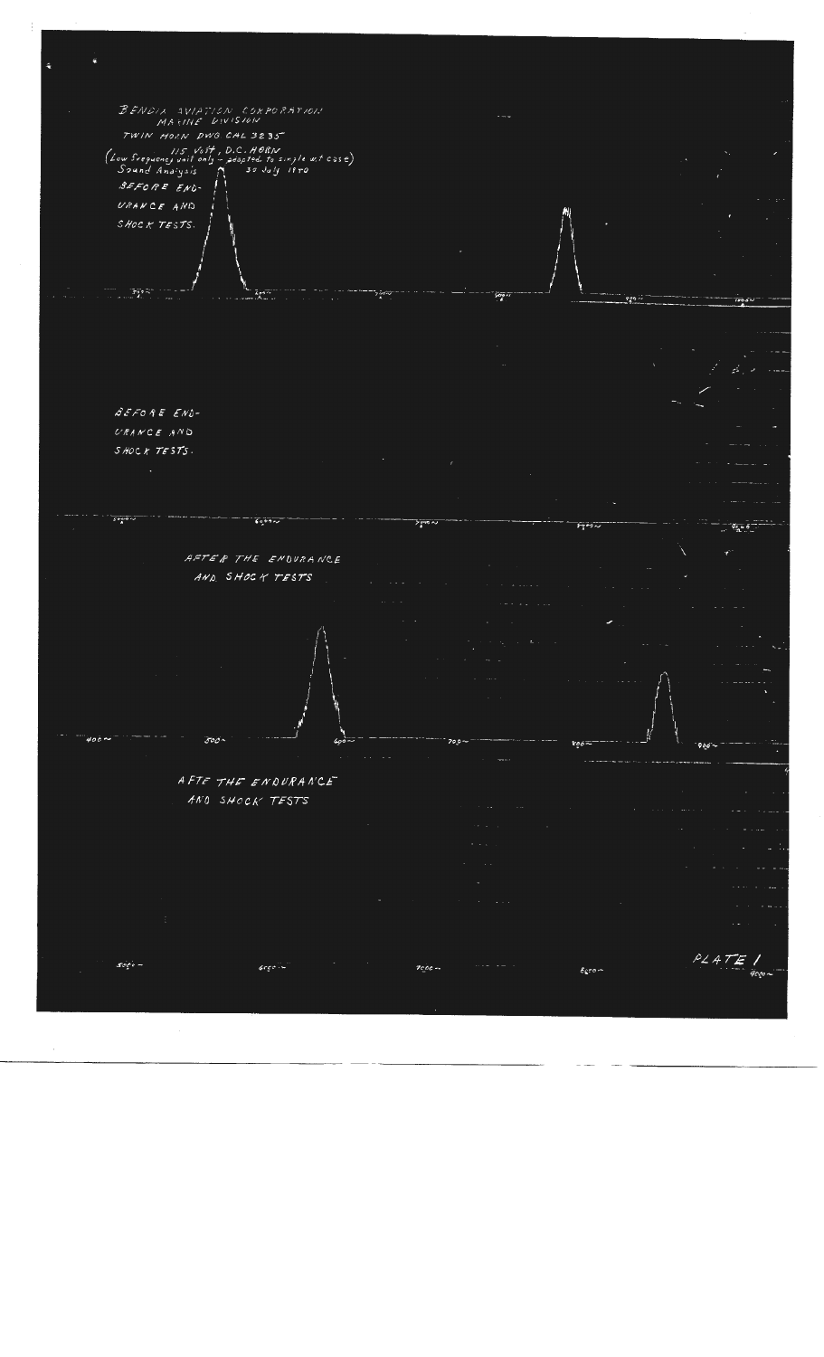BENDIX AVIATION CORPORATION
MARINE DIVISION

TWIN HORN DWG CAL 3235

115 Volt, D.C. HORN
(Low frequency unit only – adapted to single w.t. case)

Sound Analysis 30 July 1950

BEFORE ENDURANCE AND SHOCK TESTS.

BEFORE ENDURANCE AND SHOCK TESTS.

AFTER THE ENDURANCE AND SHOCK TESTS

400~ 500~ 600~ 700~ 800~ 900~

AFTE THE ENDURANCE AND SHOCK TESTS

5000~ 6000~ 7000~ 8000~ 9000~

PLATE I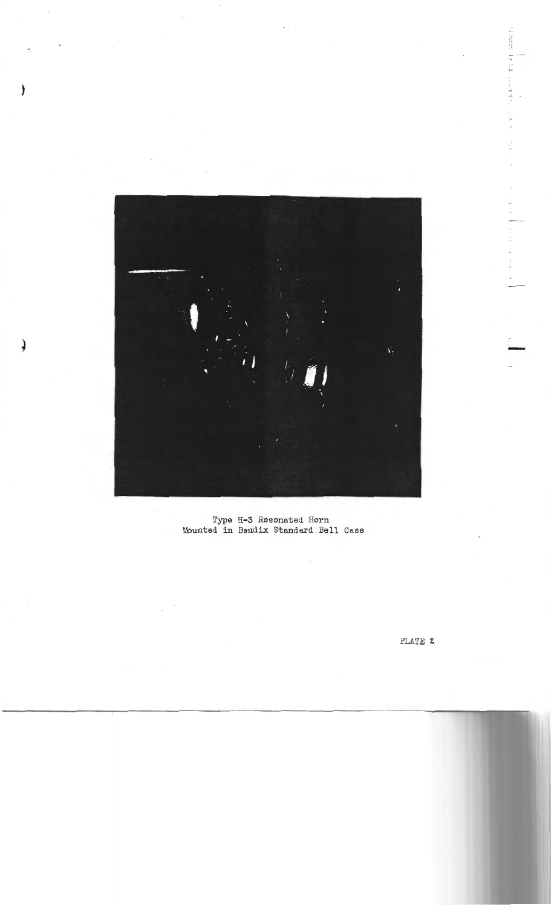Type H-3 Resonated Horn
Mounted in Bendix Standard Bell Case

PLATE 2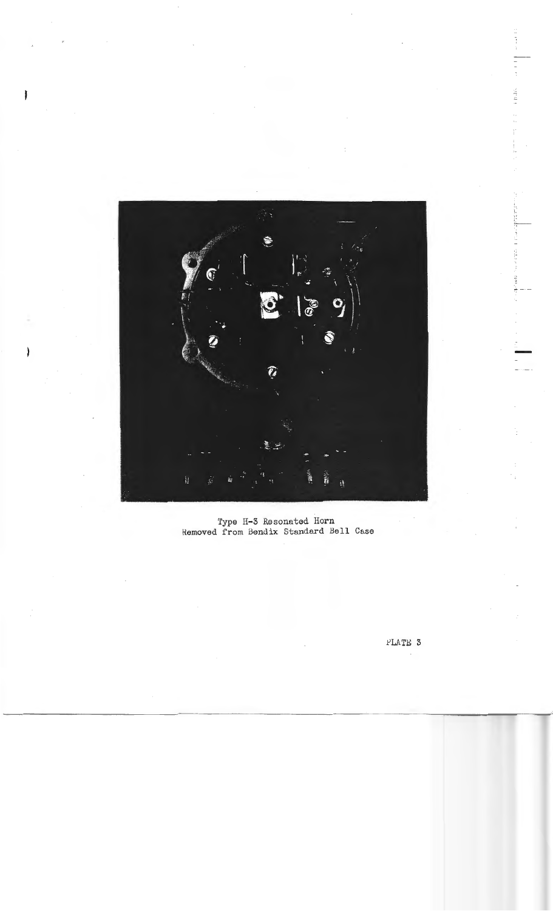Type H-3 Resonated Horn
Removed from Bendix Standard Bell Case

PLATE 3